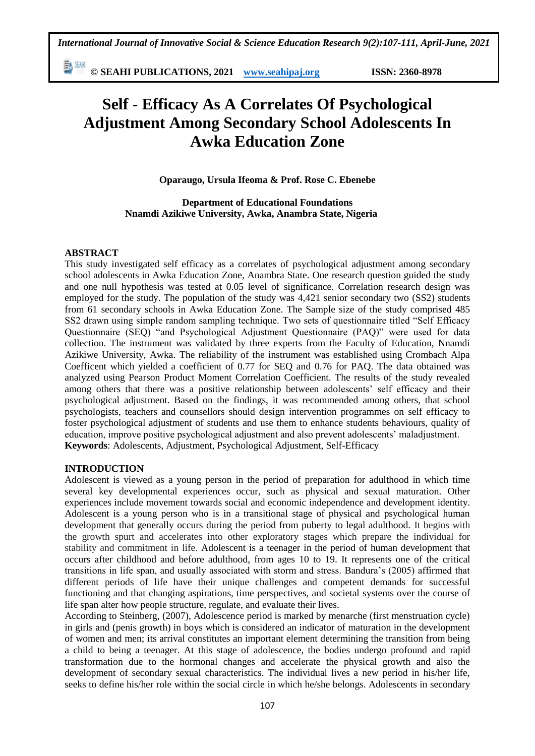# Self - Efficacy As A Correlates Of Psychological Adjustment Among Secondary School Adolescents In Awka Education Zone

**Oparaugo, Ursula Ifeoma & Prof. Rose C. Ebenebe**

**Department of Educational Foundations**
**Nnamdi Azikiwe University, Awka, Anambra State, Nigeria**

## ABSTRACT

This study investigated self efficacy as a correlates of psychological adjustment among secondary school adolescents in Awka Education Zone, Anambra State. One research question guided the study and one null hypothesis was tested at 0.05 level of significance. Correlation research design was employed for the study. The population of the study was 4,421 senior secondary two (SS2) students from 61 secondary schools in Awka Education Zone. The Sample size of the study comprised 485 SS2 drawn using simple random sampling technique. Two sets of questionnaire titled "Self Efficacy Questionnaire (SEQ) "and Psychological Adjustment Questionnaire (PAQ)" were used for data collection. The instrument was validated by three experts from the Faculty of Education, Nnamdi Azikiwe University, Awka. The reliability of the instrument was established using Crombach Alpa Coefficent which yielded a coefficient of 0.77 for SEQ and 0.76 for PAQ. The data obtained was analyzed using Pearson Product Moment Correlation Coefficient. The results of the study revealed among others that there was a positive relationship between adolescents' self efficacy and their psychological adjustment. Based on the findings, it was recommended among others, that school psychologists, teachers and counsellors should design intervention programmes on self efficacy to foster psychological adjustment of students and use them to enhance students behaviours, quality of education, improve positive psychological adjustment and also prevent adolescents' maladjustment.

**Keywords**: Adolescents, Adjustment, Psychological Adjustment, Self-Efficacy

## INTRODUCTION

Adolescent is viewed as a young person in the period of preparation for adulthood in which time several key developmental experiences occur, such as physical and sexual maturation. Other experiences include movement towards social and economic independence and development identity. Adolescent is a young person who is in a transitional stage of physical and psychological human development that generally occurs during the period from puberty to legal adulthood. It begins with the growth spurt and accelerates into other exploratory stages which prepare the individual for stability and commitment in life. Adolescent is a teenager in the period of human development that occurs after childhood and before adulthood, from ages 10 to 19. It represents one of the critical transitions in life span, and usually associated with storm and stress. Bandura's (2005) affirmed that different periods of life have their unique challenges and competent demands for successful functioning and that changing aspirations, time perspectives, and societal systems over the course of life span alter how people structure, regulate, and evaluate their lives.

According to Steinberg, (2007), Adolescence period is marked by menarche (first menstruation cycle) in girls and (penis growth) in boys which is considered an indicator of maturation in the development of women and men; its arrival constitutes an important element determining the transition from being a child to being a teenager. At this stage of adolescence, the bodies undergo profound and rapid transformation due to the hormonal changes and accelerate the physical growth and also the development of secondary sexual characteristics. The individual lives a new period in his/her life, seeks to define his/her role within the social circle in which he/she belongs. Adolescents in secondary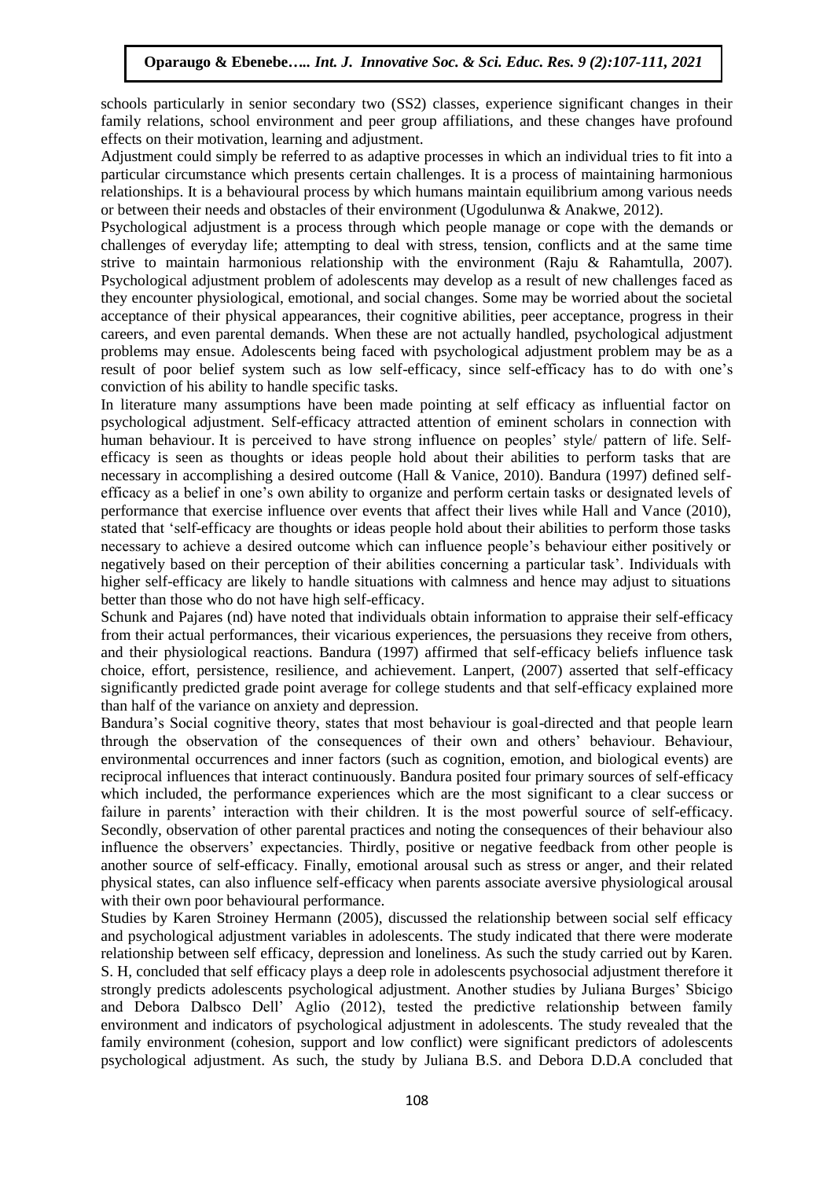schools particularly in senior secondary two (SS2) classes, experience significant changes in their family relations, school environment and peer group affiliations, and these changes have profound effects on their motivation, learning and adjustment.

Adjustment could simply be referred to as adaptive processes in which an individual tries to fit into a particular circumstance which presents certain challenges. It is a process of maintaining harmonious relationships. It is a behavioural process by which humans maintain equilibrium among various needs or between their needs and obstacles of their environment (Ugodulunwa & Anakwe, 2012).

Psychological adjustment is a process through which people manage or cope with the demands or challenges of everyday life; attempting to deal with stress, tension, conflicts and at the same time strive to maintain harmonious relationship with the environment (Raju & Rahamtulla, 2007). Psychological adjustment problem of adolescents may develop as a result of new challenges faced as they encounter physiological, emotional, and social changes. Some may be worried about the societal acceptance of their physical appearances, their cognitive abilities, peer acceptance, progress in their careers, and even parental demands. When these are not actually handled, psychological adjustment problems may ensue. Adolescents being faced with psychological adjustment problem may be as a result of poor belief system such as low self-efficacy, since self-efficacy has to do with one's conviction of his ability to handle specific tasks.

In literature many assumptions have been made pointing at self efficacy as influential factor on psychological adjustment. Self-efficacy attracted attention of eminent scholars in connection with human behaviour. It is perceived to have strong influence on peoples' style/ pattern of life. Self-efficacy is seen as thoughts or ideas people hold about their abilities to perform tasks that are necessary in accomplishing a desired outcome (Hall & Vanice, 2010). Bandura (1997) defined self-efficacy as a belief in one's own ability to organize and perform certain tasks or designated levels of performance that exercise influence over events that affect their lives while Hall and Vance (2010), stated that 'self-efficacy are thoughts or ideas people hold about their abilities to perform those tasks necessary to achieve a desired outcome which can influence people's behaviour either positively or negatively based on their perception of their abilities concerning a particular task'. Individuals with higher self-efficacy are likely to handle situations with calmness and hence may adjust to situations better than those who do not have high self-efficacy.

Schunk and Pajares (nd) have noted that individuals obtain information to appraise their self-efficacy from their actual performances, their vicarious experiences, the persuasions they receive from others, and their physiological reactions. Bandura (1997) affirmed that self-efficacy beliefs influence task choice, effort, persistence, resilience, and achievement. Lanpert, (2007) asserted that self-efficacy significantly predicted grade point average for college students and that self-efficacy explained more than half of the variance on anxiety and depression.

Bandura's Social cognitive theory, states that most behaviour is goal-directed and that people learn through the observation of the consequences of their own and others' behaviour. Behaviour, environmental occurrences and inner factors (such as cognition, emotion, and biological events) are reciprocal influences that interact continuously. Bandura posited four primary sources of self-efficacy which included, the performance experiences which are the most significant to a clear success or failure in parents' interaction with their children. It is the most powerful source of self-efficacy. Secondly, observation of other parental practices and noting the consequences of their behaviour also influence the observers' expectancies. Thirdly, positive or negative feedback from other people is another source of self-efficacy. Finally, emotional arousal such as stress or anger, and their related physical states, can also influence self-efficacy when parents associate aversive physiological arousal with their own poor behavioural performance.

Studies by Karen Stroiney Hermann (2005), discussed the relationship between social self efficacy and psychological adjustment variables in adolescents. The study indicated that there were moderate relationship between self efficacy, depression and loneliness. As such the study carried out by Karen. S. H, concluded that self efficacy plays a deep role in adolescents psychosocial adjustment therefore it strongly predicts adolescents psychological adjustment. Another studies by Juliana Burges' Sbicigo and Debora Dalbsco Dell' Aglio (2012), tested the predictive relationship between family environment and indicators of psychological adjustment in adolescents. The study revealed that the family environment (cohesion, support and low conflict) were significant predictors of adolescents psychological adjustment. As such, the study by Juliana B.S. and Debora D.D.A concluded that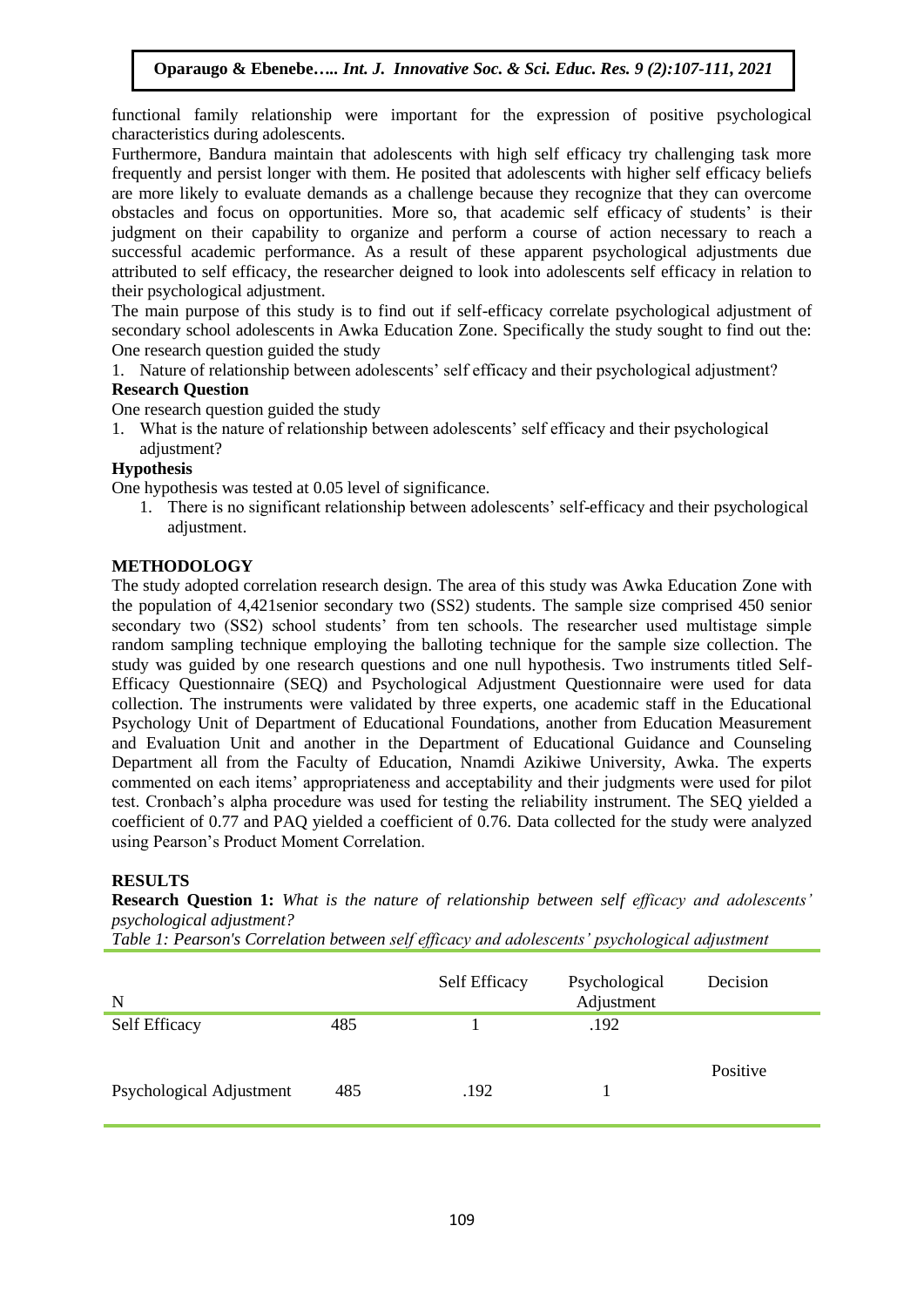functional family relationship were important for the expression of positive psychological characteristics during adolescents.

Furthermore, Bandura maintain that adolescents with high self efficacy try challenging task more frequently and persist longer with them. He posited that adolescents with higher self efficacy beliefs are more likely to evaluate demands as a challenge because they recognize that they can overcome obstacles and focus on opportunities. More so, that academic self efficacy of students' is their judgment on their capability to organize and perform a course of action necessary to reach a successful academic performance. As a result of these apparent psychological adjustments due attributed to self efficacy, the researcher deigned to look into adolescents self efficacy in relation to their psychological adjustment.

The main purpose of this study is to find out if self-efficacy correlate psychological adjustment of secondary school adolescents in Awka Education Zone. Specifically the study sought to find out the: One research question guided the study

1. Nature of relationship between adolescents' self efficacy and their psychological adjustment?

**Research Question**

One research question guided the study

1. What is the nature of relationship between adolescents' self efficacy and their psychological adjustment?

**Hypothesis**

One hypothesis was tested at 0.05 level of significance.

1. There is no significant relationship between adolescents' self-efficacy and their psychological adjustment.

## METHODOLOGY

The study adopted correlation research design. The area of this study was Awka Education Zone with the population of 4,421senior secondary two (SS2) students. The sample size comprised 450 senior secondary two (SS2) school students' from ten schools. The researcher used multistage simple random sampling technique employing the balloting technique for the sample size collection. The study was guided by one research questions and one null hypothesis. Two instruments titled Self-Efficacy Questionnaire (SEQ) and Psychological Adjustment Questionnaire were used for data collection. The instruments were validated by three experts, one academic staff in the Educational Psychology Unit of Department of Educational Foundations, another from Education Measurement and Evaluation Unit and another in the Department of Educational Guidance and Counseling Department all from the Faculty of Education, Nnamdi Azikiwe University, Awka. The experts commented on each items' appropriateness and acceptability and their judgments were used for pilot test. Cronbach's alpha procedure was used for testing the reliability instrument. The SEQ yielded a coefficient of 0.77 and PAQ yielded a coefficient of 0.76. Data collected for the study were analyzed using Pearson's Product Moment Correlation.

## RESULTS

**Research Question 1:** *What is the nature of relationship between self efficacy and adolescents' psychological adjustment?*

*Table 1: Pearson's Correlation between self efficacy and adolescents' psychological adjustment*

| N | | Self Efficacy | Psychological Adjustment | Decision |
|---|---|---|---|---|
| Self Efficacy | 485 | 1 | .192 | |
| Psychological Adjustment | 485 | .192 | 1 | Positive |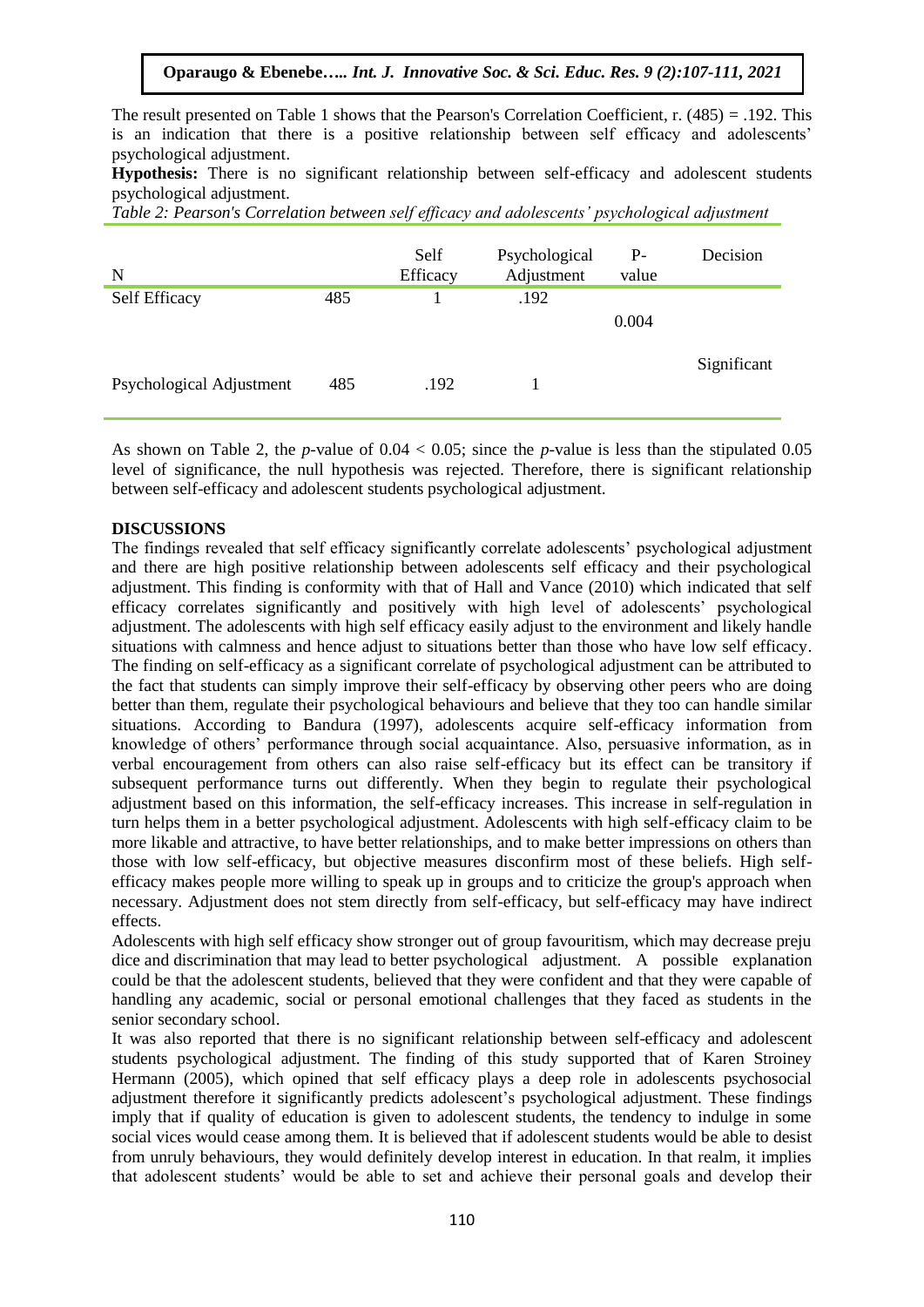The result presented on Table 1 shows that the Pearson's Correlation Coefficient, r. (485) = .192. This is an indication that there is a positive relationship between self efficacy and adolescents' psychological adjustment.

**Hypothesis:** There is no significant relationship between self-efficacy and adolescent students psychological adjustment.

*Table 2: Pearson's Correlation between self efficacy and adolescents' psychological adjustment*

| N | | Self Efficacy | Psychological Adjustment | P-value | Decision |
|---|---|---|---|---|---|
| Self Efficacy | 485 | 1 | .192 | 0.004 | Significant |
| Psychological Adjustment | 485 | .192 | 1 | | |

As shown on Table 2, the *p*-value of 0.04 < 0.05; since the *p*-value is less than the stipulated 0.05 level of significance, the null hypothesis was rejected. Therefore, there is significant relationship between self-efficacy and adolescent students psychological adjustment.

**DISCUSSIONS**

The findings revealed that self efficacy significantly correlate adolescents' psychological adjustment and there are high positive relationship between adolescents self efficacy and their psychological adjustment. This finding is conformity with that of Hall and Vance (2010) which indicated that self efficacy correlates significantly and positively with high level of adolescents' psychological adjustment. The adolescents with high self efficacy easily adjust to the environment and likely handle situations with calmness and hence adjust to situations better than those who have low self efficacy. The finding on self-efficacy as a significant correlate of psychological adjustment can be attributed to the fact that students can simply improve their self-efficacy by observing other peers who are doing better than them, regulate their psychological behaviours and believe that they too can handle similar situations. According to Bandura (1997), adolescents acquire self-efficacy information from knowledge of others' performance through social acquaintance. Also, persuasive information, as in verbal encouragement from others can also raise self-efficacy but its effect can be transitory if subsequent performance turns out differently. When they begin to regulate their psychological adjustment based on this information, the self-efficacy increases. This increase in self-regulation in turn helps them in a better psychological adjustment. Adolescents with high self-efficacy claim to be more likable and attractive, to have better relationships, and to make better impressions on others than those with low self-efficacy, but objective measures disconfirm most of these beliefs. High self-efficacy makes people more willing to speak up in groups and to criticize the group's approach when necessary. Adjustment does not stem directly from self-efficacy, but self-efficacy may have indirect effects.

Adolescents with high self efficacy show stronger out of group favouritism, which may decrease preju dice and discrimination that may lead to better psychological adjustment. A possible explanation could be that the adolescent students, believed that they were confident and that they were capable of handling any academic, social or personal emotional challenges that they faced as students in the senior secondary school.

It was also reported that there is no significant relationship between self-efficacy and adolescent students psychological adjustment. The finding of this study supported that of Karen Stroiney Hermann (2005), which opined that self efficacy plays a deep role in adolescents psychosocial adjustment therefore it significantly predicts adolescent's psychological adjustment. These findings imply that if quality of education is given to adolescent students, the tendency to indulge in some social vices would cease among them. It is believed that if adolescent students would be able to desist from unruly behaviours, they would definitely develop interest in education. In that realm, it implies that adolescent students' would be able to set and achieve their personal goals and develop their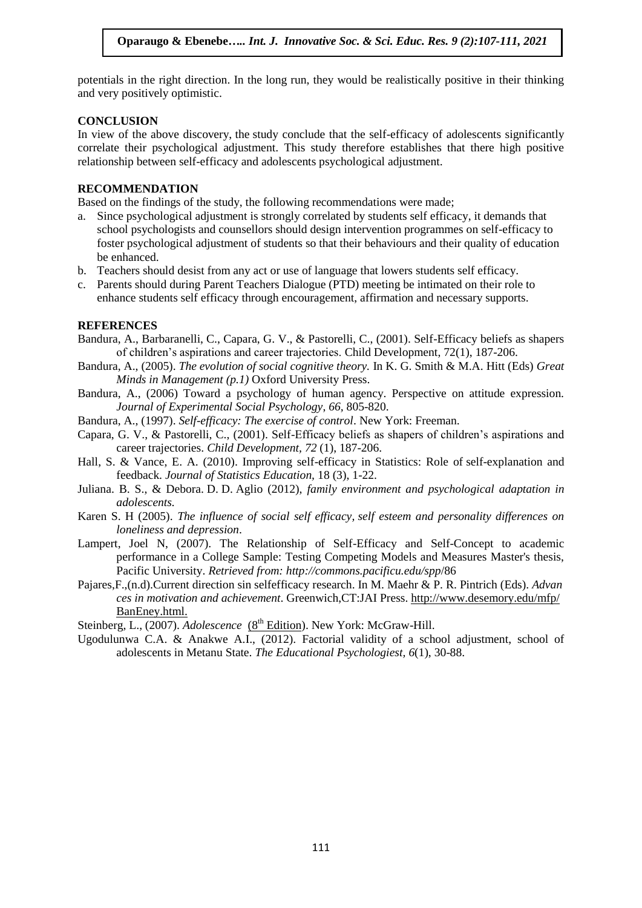potentials in the right direction. In the long run, they would be realistically positive in their thinking and very positively optimistic.

## CONCLUSION

In view of the above discovery, the study conclude that the self-efficacy of adolescents significantly correlate their psychological adjustment. This study therefore establishes that there high positive relationship between self-efficacy and adolescents psychological adjustment.

## RECOMMENDATION

Based on the findings of the study, the following recommendations were made;

a. Since psychological adjustment is strongly correlated by students self efficacy, it demands that school psychologists and counsellors should design intervention programmes on self-efficacy to foster psychological adjustment of students so that their behaviours and their quality of education be enhanced.
b. Teachers should desist from any act or use of language that lowers students self efficacy.
c. Parents should during Parent Teachers Dialogue (PTD) meeting be intimated on their role to enhance students self efficacy through encouragement, affirmation and necessary supports.

## REFERENCES

Bandura, A., Barbaranelli, C., Capara, G. V., & Pastorelli, C., (2001). Self-Efficacy beliefs as shapers of children's aspirations and career trajectories. Child Development, 72(1), 187-206.

Bandura, A., (2005). *The evolution of social cognitive theory.* In K. G. Smith & M.A. Hitt (Eds) *Great Minds in Management (p.1)* Oxford University Press.

Bandura, A., (2006) Toward a psychology of human agency. Perspective on attitude expression. *Journal of Experimental Social Psychology*, *66*, 805-820.

Bandura, A., (1997). *Self-efficacy: The exercise of control*. New York: Freeman.

Capara, G. V., & Pastorelli, C., (2001). Self-Efficacy beliefs as shapers of children's aspirations and career trajectories. *Child Development*, *72* (1), 187-206.

Hall, S. & Vance, E. A. (2010). Improving self-efficacy in Statistics: Role of self-explanation and feedback. *Journal of Statistics Education,* 18 (3), 1-22.

Juliana. B. S., & Debora. D. D. Aglio (2012), *family environment and psychological adaptation in adolescents.*

Karen S. H (2005). *The influence of social self efficacy, self esteem and personality differences on loneliness and depression*.

Lampert, Joel N, (2007). The Relationship of Self-Efficacy and Self-Concept to academic performance in a College Sample: Testing Competing Models and Measures Master's thesis, Pacific University. *Retrieved from: http://commons.pacificu.edu/spp*/86

Pajares,F.,(n.d).Current direction sin selfefficacy research. In M. Maehr & P. R. Pintrich (Eds). *Advan ces in motivation and achievement*. Greenwich,CT:JAI Press. http://www.desemory.edu/mfp/ BanEney.html.

Steinberg, L., (2007). *Adolescence* (8th Edition). New York: McGraw-Hill.

Ugodulunwa C.A. & Anakwe A.I., (2012). Factorial validity of a school adjustment, school of adolescents in Metanu State. *The Educational Psychologiest, 6*(1), 30-88.